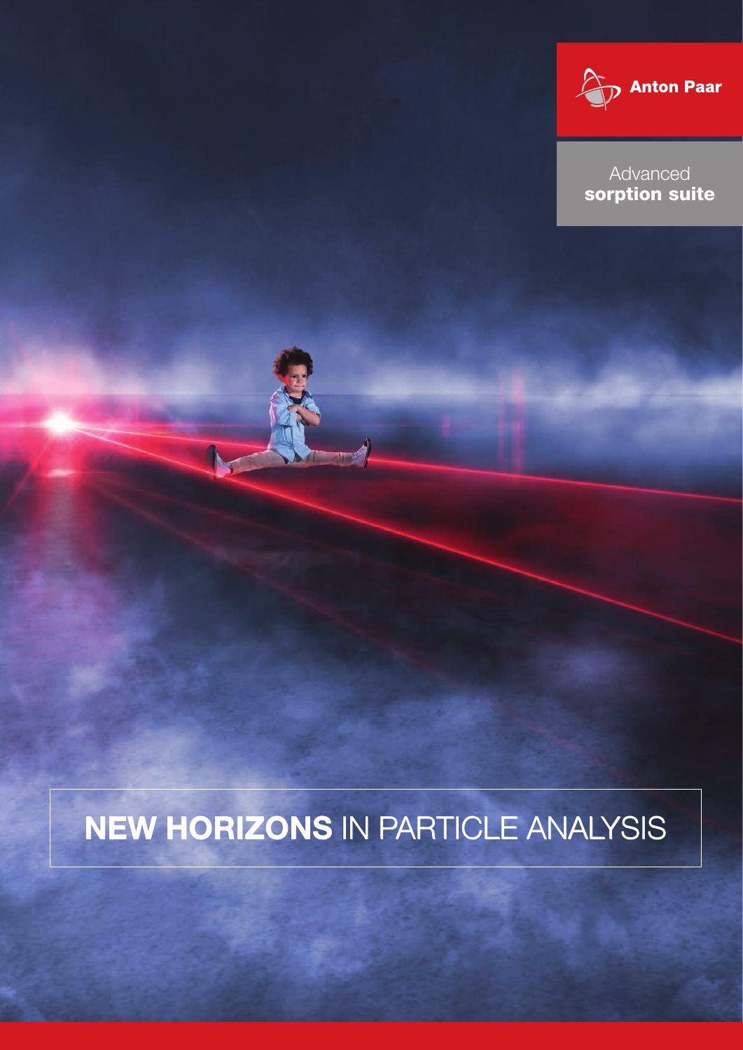Anton Paar

Advanced
**sorption suite**

# **NEW HORIZONS** IN PARTICLE ANALYSIS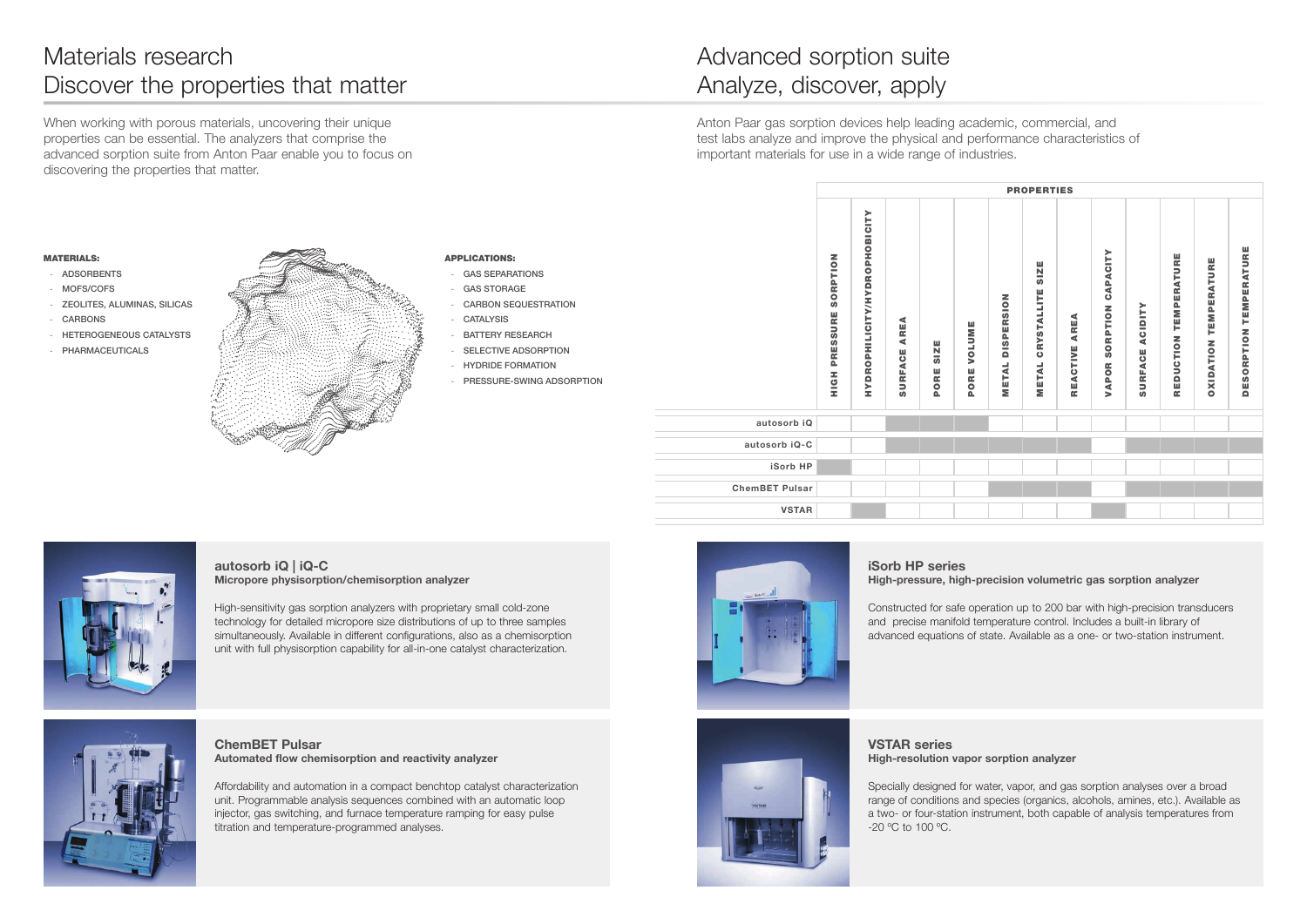# Materials research
## Discover the properties that matter

When working with porous materials, uncovering their unique properties can be essential. The analyzers that comprise the advanced sorption suite from Anton Paar enable you to focus on discovering the properties that matter.

**MATERIALS:**

- ADSORBENTS
- MOFS/COFS
- ZEOLITES, ALUMINAS, SILICAS
- CARBONS
- HETEROGENEOUS CATALYSTS
- PHARMACEUTICALS

**APPLICATIONS:**

- GAS SEPARATIONS
- GAS STORAGE
- CARBON SEQUESTRATION
- CATALYSIS
- BATTERY RESEARCH
- SELECTIVE ADSORPTION
- HYDRIDE FORMATION
- PRESSURE-SWING ADSORPTION

### autosorb iQ | iQ-C
**Micropore physisorption/chemisorption analyzer**

High-sensitivity gas sorption analyzers with proprietary small cold-zone technology for detailed micropore size distributions of up to three samples simultaneously. Available in different configurations, also as a chemisorption unit with full physisorption capability for all-in-one catalyst characterization.

### ChemBET Pulsar
**Automated flow chemisorption and reactivity analyzer**

Affordability and automation in a compact benchtop catalyst characterization unit. Programmable analysis sequences combined with an automatic loop injector, gas switching, and furnace temperature ramping for easy pulse titration and temperature-programmed analyses.

# Advanced sorption suite
## Analyze, discover, apply

Anton Paar gas sorption devices help leading academic, commercial, and test labs analyze and improve the physical and performance characteristics of important materials for use in a wide range of industries.

| | PROPERTIES | | | | | | | | | | | | |
|---|---|---|---|---|---|---|---|---|---|---|---|---|---|
| | HIGH PRESSURE SORPTION | HYDROPHILICITY/HYDROPHOBICITY | SURFACE AREA | PORE SIZE | PORE VOLUME | METAL DISPERSION | METAL CRYSTALLITE SIZE | REACTIVE AREA | VAPOR SORPTION CAPACITY | SURFACE ACIDITY | REDUCTION TEMPERATURE | OXIDATION TEMPERATURE | DESORPTION TEMPERATURE |
| autosorb iQ | | | ■ | ■ | ■ | | | | | | | | |
| autosorb iQ-C | | | ■ | ■ | ■ | ■ | ■ | ■ | | ■ | ■ | ■ | ■ |
| iSorb HP | ■ | | | | | | | | | | | | |
| ChemBET Pulsar | | | | | | ■ | ■ | ■ | | ■ | ■ | ■ | ■ |
| VSTAR | | ■ | | | | | | | ■ | | | | |

### iSorb HP series
**High-pressure, high-precision volumetric gas sorption analyzer**

Constructed for safe operation up to 200 bar with high-precision transducers and precise manifold temperature control. Includes a built-in library of advanced equations of state. Available as a one- or two-station instrument.

### VSTAR series
**High-resolution vapor sorption analyzer**

Specially designed for water, vapor, and gas sorption analyses over a broad range of conditions and species (organics, alcohols, amines, etc.). Available as a two- or four-station instrument, both capable of analysis temperatures from -20 °C to 100 °C.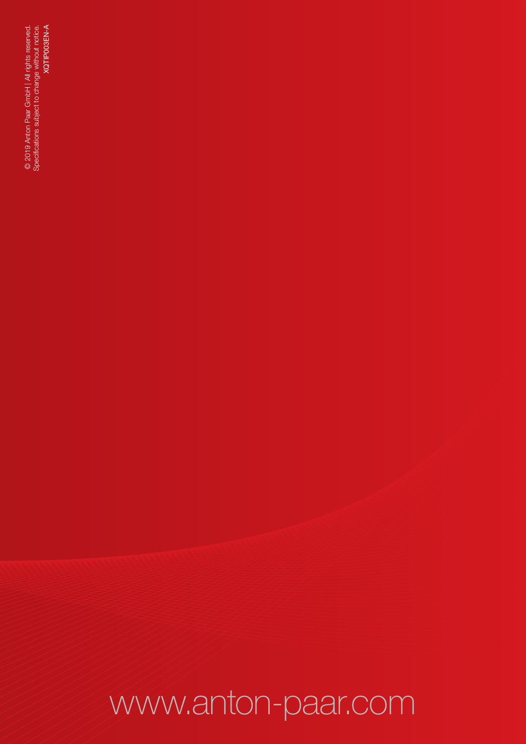© 2019 Anton Paar GmbH | All rights reserved.
Specifications subject to change without notice.
XQTIP003EN-A

www.anton-paar.com